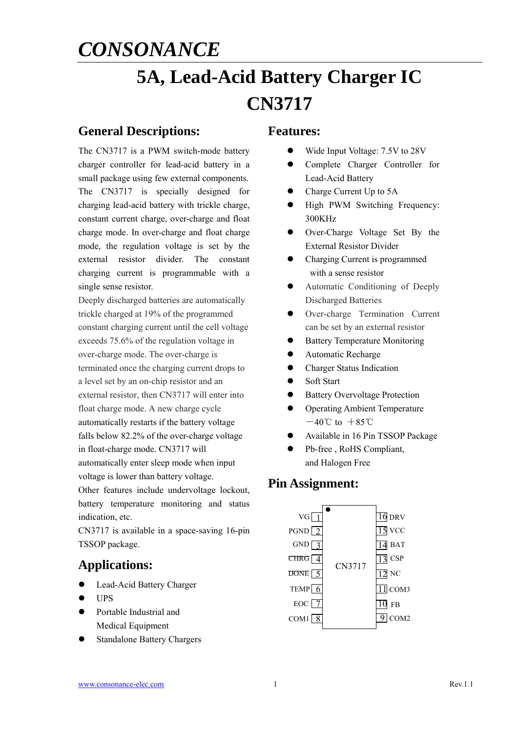# CONSONANCE

# 5A, Lead-Acid Battery Charger IC

# CN3717

## General Descriptions:

The CN3717 is a PWM switch-mode battery charger controller for lead-acid battery in a small package using few external components. The CN3717 is specially designed for charging lead-acid battery with trickle charge, constant current charge, over-charge and float charge mode. In over-charge and float charge mode, the regulation voltage is set by the external resistor divider. The constant charging current is programmable with a single sense resistor.

Deeply discharged batteries are automatically trickle charged at 19% of the programmed constant charging current until the cell voltage exceeds 75.6% of the regulation voltage in over-charge mode. The over-charge is terminated once the charging current drops to a level set by an on-chip resistor and an external resistor, then CN3717 will enter into float charge mode. A new charge cycle automatically restarts if the battery voltage falls below 82.2% of the over-charge voltage in float-charge mode. CN3717 will automatically enter sleep mode when input voltage is lower than battery voltage.

Other features include undervoltage lockout, battery temperature monitoring and status indication, etc.

CN3717 is available in a space-saving 16-pin TSSOP package.

## Applications:

- Lead-Acid Battery Charger
- UPS
- Portable Industrial and Medical Equipment
- Standalone Battery Chargers

## Features:

- Wide Input Voltage: 7.5V to 28V
- Complete Charger Controller for Lead-Acid Battery
- Charge Current Up to 5A
- High PWM Switching Frequency: 300KHz
- Over-Charge Voltage Set By the External Resistor Divider
- Charging Current is programmed with a sense resistor
- Automatic Conditioning of Deeply Discharged Batteries
- Over-charge Termination Current can be set by an external resistor
- Battery Temperature Monitoring
- Automatic Recharge
- Charger Status Indication
- Soft Start
- Battery Overvoltage Protection
- Operating Ambient Temperature −40℃ to +85℃
- Available in 16 Pin TSSOP Package
- Pb-free , RoHS Compliant, and Halogen Free

## Pin Assignment:

| Pin | Name | Pin | Name |
|---|---|---|---|
| 1 | VG | 16 | DRV |
| 2 | PGND | 15 | VCC |
| 3 | GND | 14 | BAT |
| 4 | $\overline{CHRG}$ | 13 | CSP |
| 5 | $\overline{DONE}$ | 12 | NC |
| 6 | TEMP | 11 | COM3 |
| 7 | EOC | 10 | FB |
| 8 | COM1 | 9 | COM2 |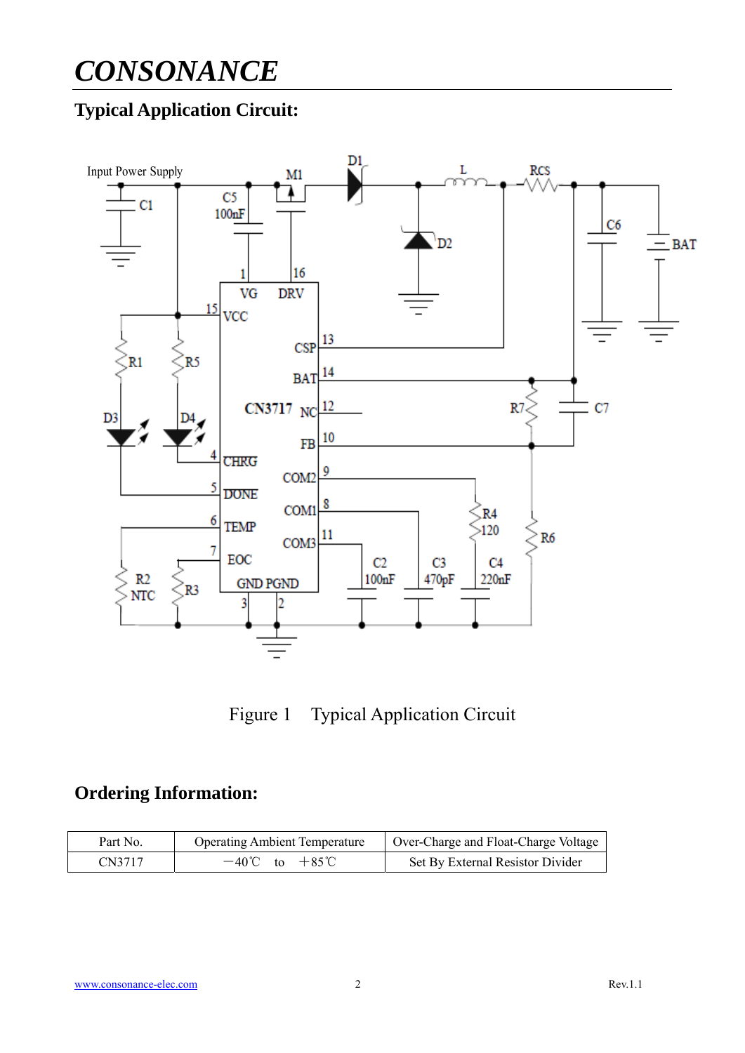## Typical Application Circuit:

Figure 1 Typical Application Circuit

## Ordering Information:

| Part No. | Operating Ambient Temperature | Over-Charge and Float-Charge Voltage |
| --- | --- | --- |
| CN3717 | －40℃ to ＋85℃ | Set By External Resistor Divider |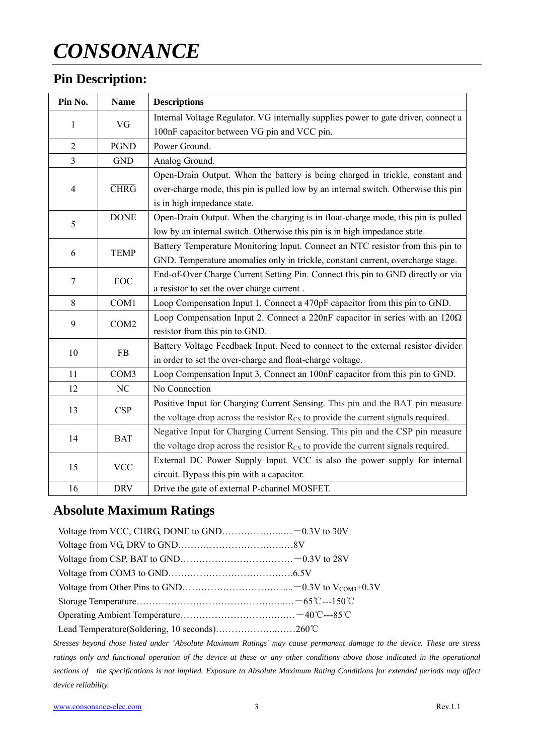## Pin Description:

| Pin No. | Name | Descriptions |
|---|---|---|
| 1 | VG | Internal Voltage Regulator. VG internally supplies power to gate driver, connect a 100nF capacitor between VG pin and VCC pin. |
| 2 | PGND | Power Ground. |
| 3 | GND | Analog Ground. |
| 4 | $\overline{\text{CHRG}}$ | Open-Drain Output. When the battery is being charged in trickle, constant and over-charge mode, this pin is pulled low by an internal switch. Otherwise this pin is in high impedance state. |
| 5 | $\overline{\text{DONE}}$ | Open-Drain Output. When the charging is in float-charge mode, this pin is pulled low by an internal switch. Otherwise this pin is in high impedance state. |
| 6 | TEMP | Battery Temperature Monitoring Input. Connect an NTC resistor from this pin to GND. Temperature anomalies only in trickle, constant current, overcharge stage. |
| 7 | EOC | End-of-Over Charge Current Setting Pin. Connect this pin to GND directly or via a resistor to set the over charge current . |
| 8 | COM1 | Loop Compensation Input 1. Connect a 470pF capacitor from this pin to GND. |
| 9 | COM2 | Loop Compensation Input 2. Connect a 220nF capacitor in series with an 120Ω resistor from this pin to GND. |
| 10 | FB | Battery Voltage Feedback Input. Need to connect to the external resistor divider in order to set the over-charge and float-charge voltage. |
| 11 | COM3 | Loop Compensation Input 3. Connect an 100nF capacitor from this pin to GND. |
| 12 | NC | No Connection |
| 13 | CSP | Positive Input for Charging Current Sensing. This pin and the BAT pin measure the voltage drop across the resistor $R_{CS}$ to provide the current signals required. |
| 14 | BAT | Negative Input for Charging Current Sensing. This pin and the CSP pin measure the voltage drop across the resistor $R_{CS}$ to provide the current signals required. |
| 15 | VCC | External DC Power Supply Input. VCC is also the power supply for internal circuit. Bypass this pin with a capacitor. |
| 16 | DRV | Drive the gate of external P-channel MOSFET. |

## Absolute Maximum Ratings

Voltage from VCC, CHRG, DONE to GND…………………..…－0.3V to 30V

Voltage from VG, DRV to GND……………………………….…8V

Voltage from CSP, BAT to GND………………………………－0.3V to 28V

Voltage from COM3 to GND………………………………….6.5V

Voltage from Other Pins to GND……………………………...－0.3V to $V_{COM3}$+0.3V

Storage Temperature………………………………………...…－65℃---150℃

Operating Ambient Temperature……………………….……－40℃---85℃

Lead Temperature(Soldering, 10 seconds)………………..……260℃

*Stresses beyond those listed under 'Absolute Maximum Ratings' may cause permanent damage to the device. These are stress ratings only and functional operation of the device at these or any other conditions above those indicated in the operational sections of the specifications is not implied. Exposure to Absolute Maximum Rating Conditions for extended periods may affect device reliability.*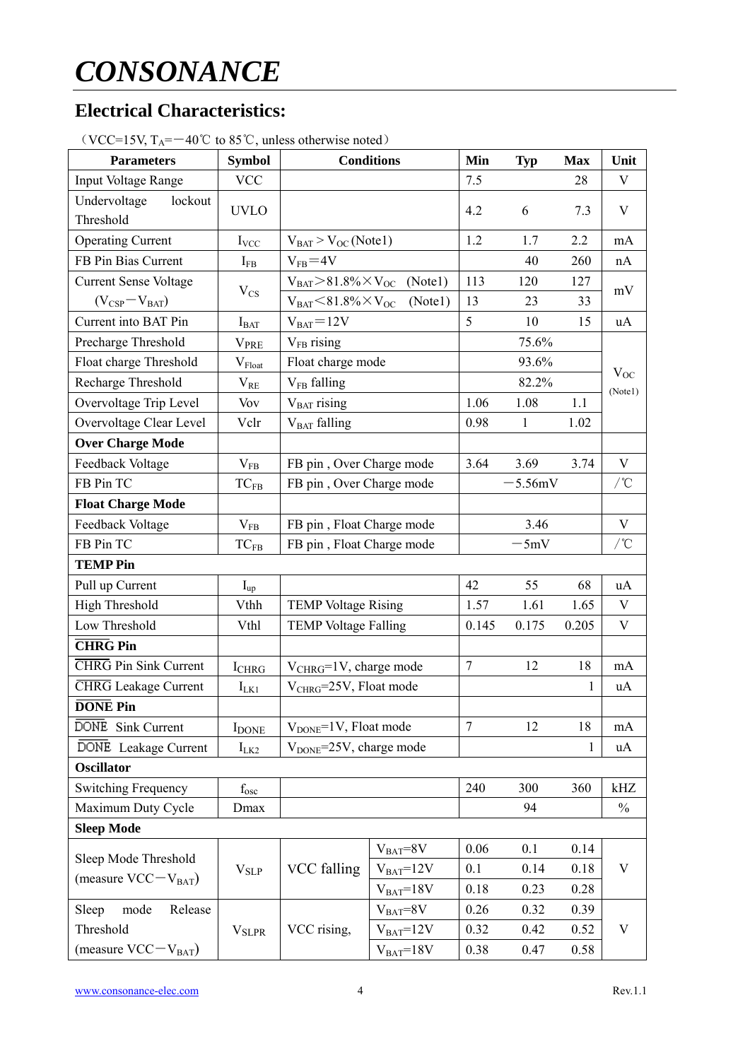# CONSONANCE

## Electrical Characteristics:

（VCC=15V, $T_A$=－40℃ to 85℃, unless otherwise noted）

| Parameters | Symbol | Conditions | | Min | Typ | Max | Unit |
|---|---|---|---|---|---|---|---|
| Input Voltage Range | VCC | | | 7.5 | | 28 | V |
| Undervoltage lockout Threshold | UVLO | | | 4.2 | 6 | 7.3 | V |
| Operating Current | $I_{VCC}$ | $V_{BAT} > V_{OC}$ (Note1) | | 1.2 | 1.7 | 2.2 | mA |
| FB Pin Bias Current | $I_{FB}$ | $V_{FB}$＝4V | | | 40 | 260 | nA |
| Current Sense Voltage ($V_{CSP}－V_{BAT}$) | $V_{CS}$ | $V_{BAT}$＞81.8%×$V_{OC}$ (Note1) | | 113 | 120 | 127 | mV |
| | | $V_{BAT}$＜81.8%×$V_{OC}$ (Note1) | | 13 | 23 | 33 | |
| Current into BAT Pin | $I_{BAT}$ | $V_{BAT}$＝12V | | 5 | 10 | 15 | uA |
| Precharge Threshold | $V_{PRE}$ | $V_{FB}$ rising | | | 75.6% | | $V_{OC}$ (Note1) |
| Float charge Threshold | $V_{Float}$ | Float charge mode | | | 93.6% | | |
| Recharge Threshold | $V_{RE}$ | $V_{FB}$ falling | | | 82.2% | | |
| Overvoltage Trip Level | Vov | $V_{BAT}$ rising | | 1.06 | 1.08 | 1.1 | |
| Overvoltage Clear Level | Vclr | $V_{BAT}$ falling | | 0.98 | 1 | 1.02 | |
| **Over Charge Mode** | | | | | | | |
| Feedback Voltage | $V_{FB}$ | FB pin , Over Charge mode | | 3.64 | 3.69 | 3.74 | V |
| FB Pin TC | $TC_{FB}$ | FB pin , Over Charge mode | | | －5.56mV | | /℃ |
| **Float Charge Mode** | | | | | | | |
| Feedback Voltage | $V_{FB}$ | FB pin , Float Charge mode | | | 3.46 | | V |
| FB Pin TC | $TC_{FB}$ | FB pin , Float Charge mode | | | －5mV | | /℃ |
| **TEMP Pin** | | | | | | | |
| Pull up Current | $I_{up}$ | | | 42 | 55 | 68 | uA |
| High Threshold | Vthh | TEMP Voltage Rising | | 1.57 | 1.61 | 1.65 | V |
| Low Threshold | Vthl | TEMP Voltage Falling | | 0.145 | 0.175 | 0.205 | V |
| **$\overline{\text{CHRG}}$ Pin** | | | | | | | |
| $\overline{\text{CHRG}}$ Pin Sink Current | $I_{CHRG}$ | $V_{CHRG}$=1V, charge mode | | 7 | 12 | 18 | mA |
| $\overline{\text{CHRG}}$ Leakage Current | $I_{LK1}$ | $V_{CHRG}$=25V, Float mode | | | | 1 | uA |
| **$\overline{\text{DONE}}$ Pin** | | | | | | | |
| $\overline{\text{DONE}}$ Sink Current | $I_{DONE}$ | $V_{DONE}$=1V, Float mode | | 7 | 12 | 18 | mA |
| $\overline{\text{DONE}}$ Leakage Current | $I_{LK2}$ | $V_{DONE}$=25V, charge mode | | | | 1 | uA |
| **Oscillator** | | | | | | | |
| Switching Frequency | $f_{osc}$ | | | 240 | 300 | 360 | kHZ |
| Maximum Duty Cycle | Dmax | | | | 94 | | % |
| **Sleep Mode** | | | | | | | |
| Sleep Mode Threshold (measure VCC－$V_{BAT}$) | $V_{SLP}$ | VCC falling | $V_{BAT}$=8V | 0.06 | 0.1 | 0.14 | V |
| | | | $V_{BAT}$=12V | 0.1 | 0.14 | 0.18 | |
| | | | $V_{BAT}$=18V | 0.18 | 0.23 | 0.28 | |
| Sleep mode Release Threshold (measure VCC－$V_{BAT}$) | $V_{SLPR}$ | VCC rising, | $V_{BAT}$=8V | 0.26 | 0.32 | 0.39 | V |
| | | | $V_{BAT}$=12V | 0.32 | 0.42 | 0.52 | |
| | | | $V_{BAT}$=18V | 0.38 | 0.47 | 0.58 | |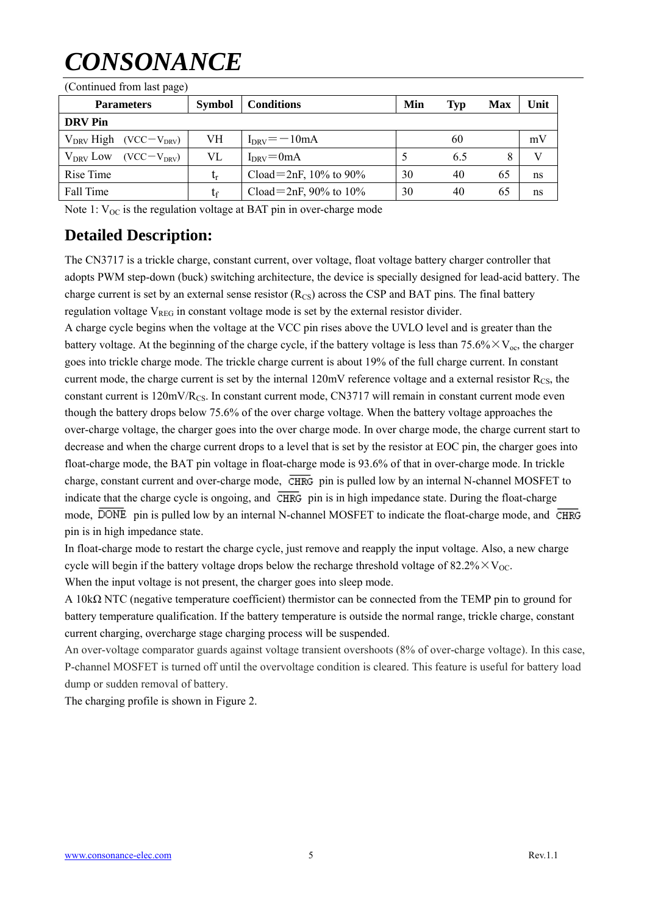# CONSONANCE

(Continued from last page)

| Parameters | Symbol | Conditions | Min | Typ | Max | Unit |
|---|---|---|---|---|---|---|
| **DRV Pin** | | | | | | |
| $V_{DRV}$ High $(VCC-V_{DRV})$ | VH | $I_{DRV}=-10mA$ | | 60 | | mV |
| $V_{DRV}$ Low $(VCC-V_{DRV})$ | VL | $I_{DRV}=0mA$ | 5 | 6.5 | 8 | V |
| Rise Time | $t_r$ | Cload＝2nF, 10% to 90% | 30 | 40 | 65 | ns |
| Fall Time | $t_f$ | Cload＝2nF, 90% to 10% | 30 | 40 | 65 | ns |

Note 1: $V_{OC}$ is the regulation voltage at BAT pin in over-charge mode

## Detailed Description:

The CN3717 is a trickle charge, constant current, over voltage, float voltage battery charger controller that adopts PWM step-down (buck) switching architecture, the device is specially designed for lead-acid battery. The charge current is set by an external sense resistor ($R_{CS}$) across the CSP and BAT pins. The final battery regulation voltage $V_{REG}$ in constant voltage mode is set by the external resistor divider.

A charge cycle begins when the voltage at the VCC pin rises above the UVLO level and is greater than the battery voltage. At the beginning of the charge cycle, if the battery voltage is less than $75.6\% \times V_{oc}$, the charger goes into trickle charge mode. The trickle charge current is about 19% of the full charge current. In constant current mode, the charge current is set by the internal 120mV reference voltage and a external resistor $R_{CS}$, the constant current is $120mV/R_{CS}$. In constant current mode, CN3717 will remain in constant current mode even though the battery drops below 75.6% of the over charge voltage. When the battery voltage approaches the over-charge voltage, the charger goes into the over charge mode. In over charge mode, the charge current start to decrease and when the charge current drops to a level that is set by the resistor at EOC pin, the charger goes into float-charge mode, the BAT pin voltage in float-charge mode is 93.6% of that in over-charge mode. In trickle charge, constant current and over-charge mode, $\overline{CHRG}$ pin is pulled low by an internal N-channel MOSFET to indicate that the charge cycle is ongoing, and $\overline{CHRG}$ pin is in high impedance state. During the float-charge mode, $\overline{DONE}$ pin is pulled low by an internal N-channel MOSFET to indicate the float-charge mode, and $\overline{CHRG}$ pin is in high impedance state.

In float-charge mode to restart the charge cycle, just remove and reapply the input voltage. Also, a new charge cycle will begin if the battery voltage drops below the recharge threshold voltage of $82.2\% \times V_{OC}$.

When the input voltage is not present, the charger goes into sleep mode.

A 10kΩ NTC (negative temperature coefficient) thermistor can be connected from the TEMP pin to ground for battery temperature qualification. If the battery temperature is outside the normal range, trickle charge, constant current charging, overcharge stage charging process will be suspended.

An over-voltage comparator guards against voltage transient overshoots (8% of over-charge voltage). In this case, P-channel MOSFET is turned off until the overvoltage condition is cleared. This feature is useful for battery load dump or sudden removal of battery.

The charging profile is shown in Figure 2.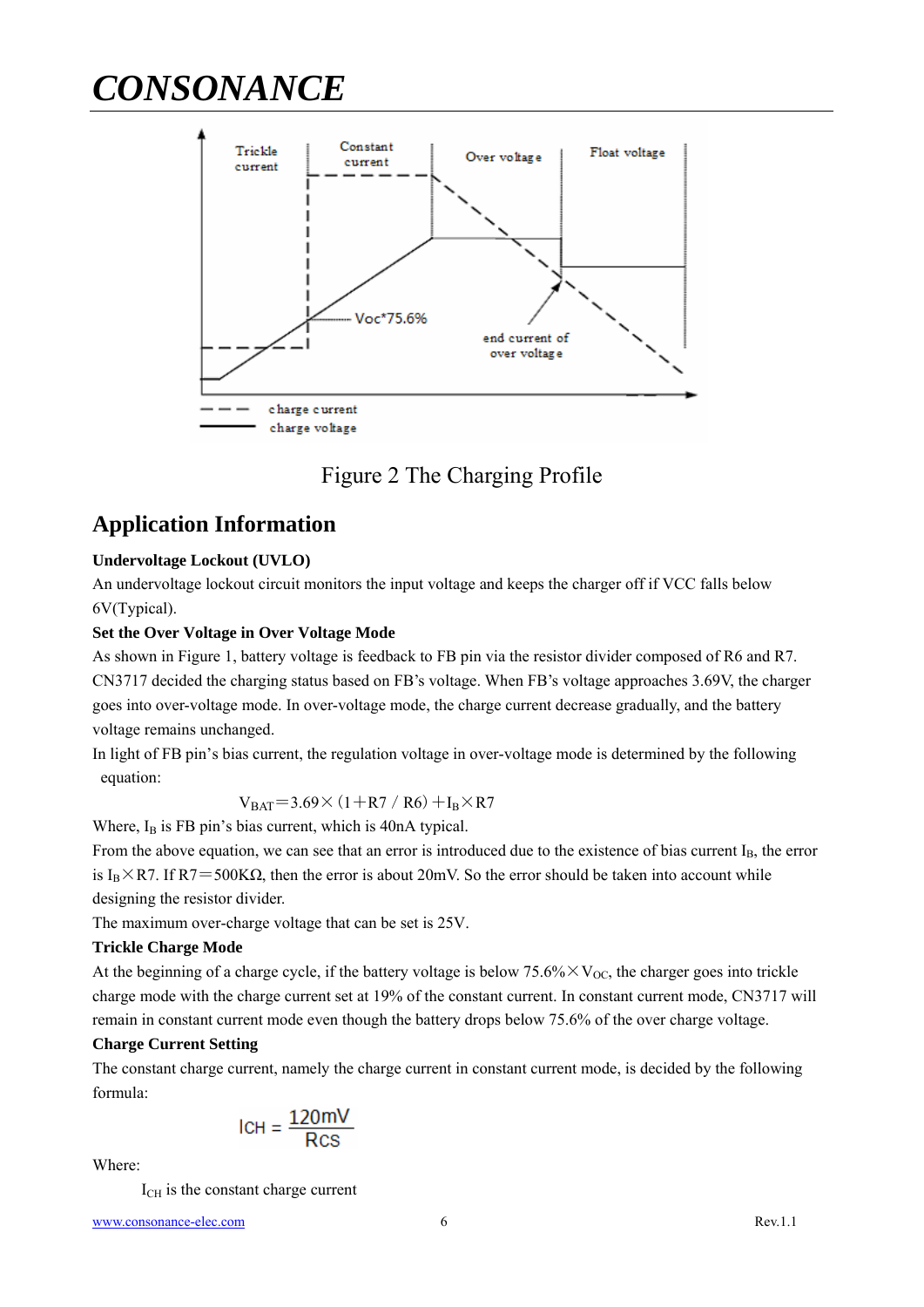Figure 2 The Charging Profile

## Application Information

**Undervoltage Lockout (UVLO)**

An undervoltage lockout circuit monitors the input voltage and keeps the charger off if VCC falls below 6V(Typical).

**Set the Over Voltage in Over Voltage Mode**

As shown in Figure 1, battery voltage is feedback to FB pin via the resistor divider composed of R6 and R7. CN3717 decided the charging status based on FB's voltage. When FB's voltage approaches 3.69V, the charger goes into over-voltage mode. In over-voltage mode, the charge current decrease gradually, and the battery voltage remains unchanged.

In light of FB pin's bias current, the regulation voltage in over-voltage mode is determined by the following equation:

$$V_{BAT} = 3.69 \times (1 + R7 / R6) + I_B \times R7$$

Where, $I_B$ is FB pin's bias current, which is 40nA typical.

From the above equation, we can see that an error is introduced due to the existence of bias current $I_B$, the error is $I_B \times R7$. If R7＝500KΩ, then the error is about 20mV. So the error should be taken into account while designing the resistor divider.

The maximum over-charge voltage that can be set is 25V.

**Trickle Charge Mode**

At the beginning of a charge cycle, if the battery voltage is below $75.6\% \times V_{OC}$, the charger goes into trickle charge mode with the charge current set at 19% of the constant current. In constant current mode, CN3717 will remain in constant current mode even though the battery drops below 75.6% of the over charge voltage.

**Charge Current Setting**

The constant charge current, namely the charge current in constant current mode, is decided by the following formula:

$$I_{CH} = \frac{120mV}{R_{CS}}$$

Where:

$I_{CH}$ is the constant charge current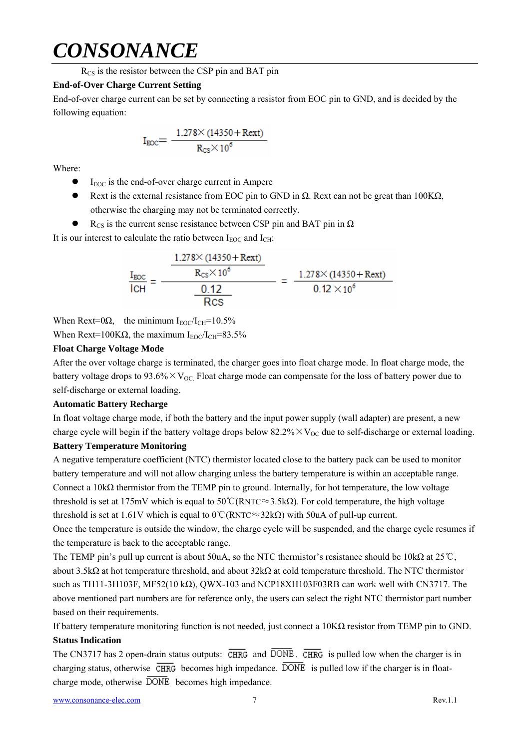$R_{CS}$ is the resistor between the CSP pin and BAT pin

**End-of-Over Charge Current Setting**

End-of-over charge current can be set by connecting a resistor from EOC pin to GND, and is decided by the following equation:

$$I_{EOC} = \frac{1.278 \times (14350 + Rext)}{R_{CS} \times 10^6}$$

Where:

- $I_{EOC}$ is the end-of-over charge current in Ampere
- Rext is the external resistance from EOC pin to GND in Ω. Rext can not be great than 100KΩ, otherwise the charging may not be terminated correctly.
- $R_{CS}$ is the current sense resistance between CSP pin and BAT pin in Ω

It is our interest to calculate the ratio between $I_{EOC}$ and $I_{CH}$:

$$\frac{I_{EOC}}{I_{CH}} = \frac{\dfrac{1.278 \times (14350 + Rext)}{R_{CS} \times 10^6}}{\dfrac{0.12}{R_{CS}}} = \frac{1.278 \times (14350 + Rext)}{0.12 \times 10^6}$$

When Rext=0Ω,   the minimum $I_{EOC}/I_{CH}$=10.5%

When Rext=100KΩ, the maximum $I_{EOC}/I_{CH}$=83.5%

**Float Charge Voltage Mode**

After the over voltage charge is terminated, the charger goes into float charge mode. In float charge mode, the battery voltage drops to 93.6%×$V_{OC}$. Float charge mode can compensate for the loss of battery power due to self-discharge or external loading.

**Automatic Battery Recharge**

In float voltage charge mode, if both the battery and the input power supply (wall adapter) are present, a new charge cycle will begin if the battery voltage drops below 82.2%×$V_{OC}$ due to self-discharge or external loading.

**Battery Temperature Monitoring**

A negative temperature coefficient (NTC) thermistor located close to the battery pack can be used to monitor battery temperature and will not allow charging unless the battery temperature is within an acceptable range. Connect a 10kΩ thermistor from the TEMP pin to ground. Internally, for hot temperature, the low voltage threshold is set at 175mV which is equal to 50℃($R_{NTC}$≈3.5kΩ). For cold temperature, the high voltage threshold is set at 1.61V which is equal to 0℃($R_{NTC}$≈32kΩ) with 50uA of pull-up current.

Once the temperature is outside the window, the charge cycle will be suspended, and the charge cycle resumes if the temperature is back to the acceptable range.

The TEMP pin's pull up current is about 50uA, so the NTC thermistor's resistance should be 10kΩ at 25℃, about 3.5kΩ at hot temperature threshold, and about 32kΩ at cold temperature threshold. The NTC thermistor such as TH11-3H103F, MF52(10 kΩ), QWX-103 and NCP18XH103F03RB can work well with CN3717. The above mentioned part numbers are for reference only, the users can select the right NTC thermistor part number based on their requirements.

If battery temperature monitoring function is not needed, just connect a 10KΩ resistor from TEMP pin to GND.

**Status Indication**

The CN3717 has 2 open-drain status outputs: $\overline{\text{CHRG}}$ and $\overline{\text{DONE}}$. $\overline{\text{CHRG}}$ is pulled low when the charger is in charging status, otherwise $\overline{\text{CHRG}}$ becomes high impedance. $\overline{\text{DONE}}$ is pulled low if the charger is in float-charge mode, otherwise $\overline{\text{DONE}}$ becomes high impedance.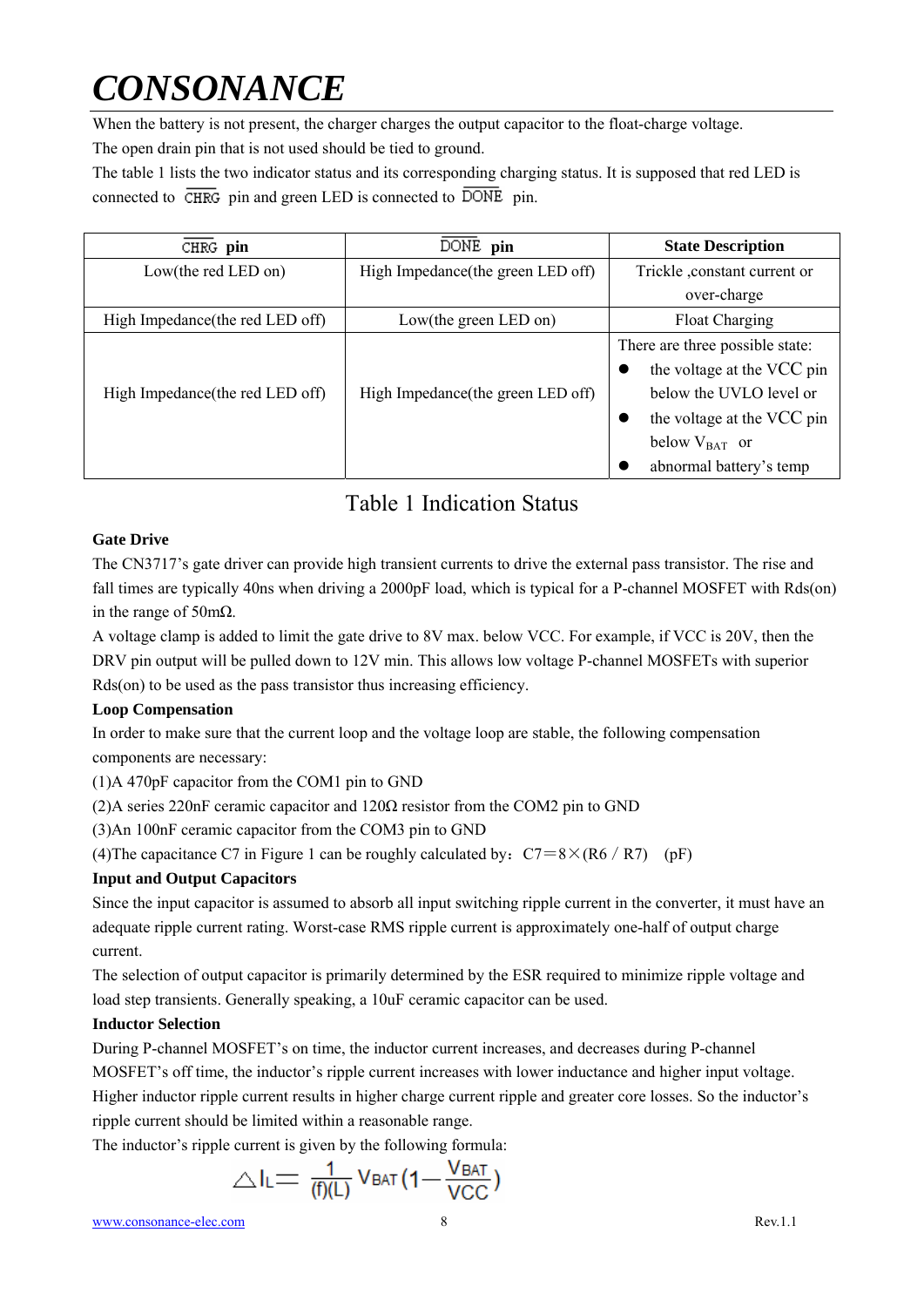When the battery is not present, the charger charges the output capacitor to the float-charge voltage.

The open drain pin that is not used should be tied to ground.

The table 1 lists the two indicator status and its corresponding charging status. It is supposed that red LED is connected to $\overline{CHRG}$ pin and green LED is connected to $\overline{DONE}$ pin.

| $\overline{CHRG}$ pin | $\overline{DONE}$ pin | State Description |
|---|---|---|
| Low(the red LED on) | High Impedance(the green LED off) | Trickle ,constant current or over-charge |
| High Impedance(the red LED off) | Low(the green LED on) | Float Charging |
| High Impedance(the red LED off) | High Impedance(the green LED off) | There are three possible state: <br>● the voltage at the VCC pin below the UVLO level or <br>● the voltage at the VCC pin below $V_{BAT}$ or <br>● abnormal battery's temp |

Table 1 Indication Status

**Gate Drive**

The CN3717's gate driver can provide high transient currents to drive the external pass transistor. The rise and fall times are typically 40ns when driving a 2000pF load, which is typical for a P-channel MOSFET with Rds(on) in the range of 50mΩ.

A voltage clamp is added to limit the gate drive to 8V max. below VCC. For example, if VCC is 20V, then the DRV pin output will be pulled down to 12V min. This allows low voltage P-channel MOSFETs with superior Rds(on) to be used as the pass transistor thus increasing efficiency.

**Loop Compensation**

In order to make sure that the current loop and the voltage loop are stable, the following compensation components are necessary:

(1)A 470pF capacitor from the COM1 pin to GND

(2)A series 220nF ceramic capacitor and 120Ω resistor from the COM2 pin to GND

(3)An 100nF ceramic capacitor from the COM3 pin to GND

(4)The capacitance C7 in Figure 1 can be roughly calculated by：C7＝8×(R6 / R7) (pF)

**Input and Output Capacitors**

Since the input capacitor is assumed to absorb all input switching ripple current in the converter, it must have an adequate ripple current rating. Worst-case RMS ripple current is approximately one-half of output charge current.

The selection of output capacitor is primarily determined by the ESR required to minimize ripple voltage and load step transients. Generally speaking, a 10uF ceramic capacitor can be used.

**Inductor Selection**

During P-channel MOSFET's on time, the inductor current increases, and decreases during P-channel MOSFET's off time, the inductor's ripple current increases with lower inductance and higher input voltage. Higher inductor ripple current results in higher charge current ripple and greater core losses. So the inductor's ripple current should be limited within a reasonable range.

The inductor's ripple current is given by the following formula:

$$\triangle I_L = \frac{1}{(f)(L)} V_{BAT} \left(1 - \frac{V_{BAT}}{VCC}\right)$$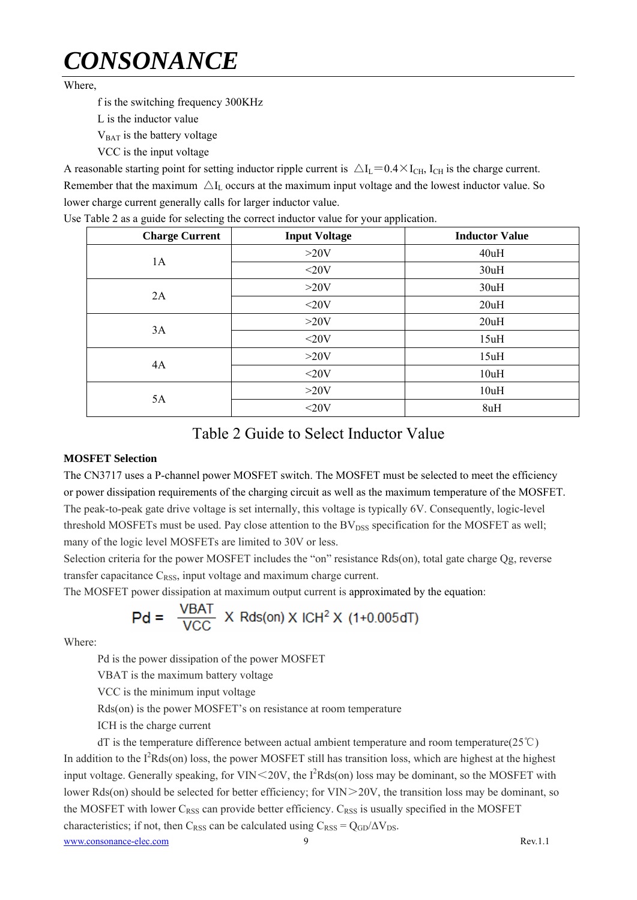Where,

f is the switching frequency 300KHz

L is the inductor value

$V_{BAT}$ is the battery voltage

VCC is the input voltage

A reasonable starting point for setting inductor ripple current is $\triangle I_L = 0.4 \times I_{CH}$, $I_{CH}$ is the charge current. Remember that the maximum $\triangle I_L$ occurs at the maximum input voltage and the lowest inductor value. So lower charge current generally calls for larger inductor value.

Use Table 2 as a guide for selecting the correct inductor value for your application.

| Charge Current | Input Voltage | Inductor Value |
|---|---|---|
| 1A | >20V | 40uH |
| | <20V | 30uH |
| 2A | >20V | 30uH |
| | <20V | 20uH |
| 3A | >20V | 20uH |
| | <20V | 15uH |
| 4A | >20V | 15uH |
| | <20V | 10uH |
| 5A | >20V | 10uH |
| | <20V | 8uH |

Table 2 Guide to Select Inductor Value

**MOSFET Selection**

The CN3717 uses a P-channel power MOSFET switch. The MOSFET must be selected to meet the efficiency or power dissipation requirements of the charging circuit as well as the maximum temperature of the MOSFET. The peak-to-peak gate drive voltage is set internally, this voltage is typically 6V. Consequently, logic-level threshold MOSFETs must be used. Pay close attention to the $BV_{DSS}$ specification for the MOSFET as well; many of the logic level MOSFETs are limited to 30V or less.

Selection criteria for the power MOSFET includes the "on" resistance Rds(on), total gate charge Qg, reverse transfer capacitance $C_{RSS}$, input voltage and maximum charge current.

The MOSFET power dissipation at maximum output current is approximated by the equation:

$$Pd = \frac{VBAT}{VCC} \times Rds(on) \times ICH^2 \times (1+0.005dT)$$

Where:

Pd is the power dissipation of the power MOSFET

VBAT is the maximum battery voltage

VCC is the minimum input voltage

Rds(on) is the power MOSFET's on resistance at room temperature

ICH is the charge current

dT is the temperature difference between actual ambient temperature and room temperature(25℃)

In addition to the $I^2Rds(on)$ loss, the power MOSFET still has transition loss, which are highest at the highest input voltage. Generally speaking, for VIN＜20V, the $I^2Rds(on)$ loss may be dominant, so the MOSFET with lower Rds(on) should be selected for better efficiency; for VIN＞20V, the transition loss may be dominant, so the MOSFET with lower $C_{RSS}$ can provide better efficiency. $C_{RSS}$ is usually specified in the MOSFET characteristics; if not, then $C_{RSS}$ can be calculated using $C_{RSS} = Q_{GD}/\Delta V_{DS}$.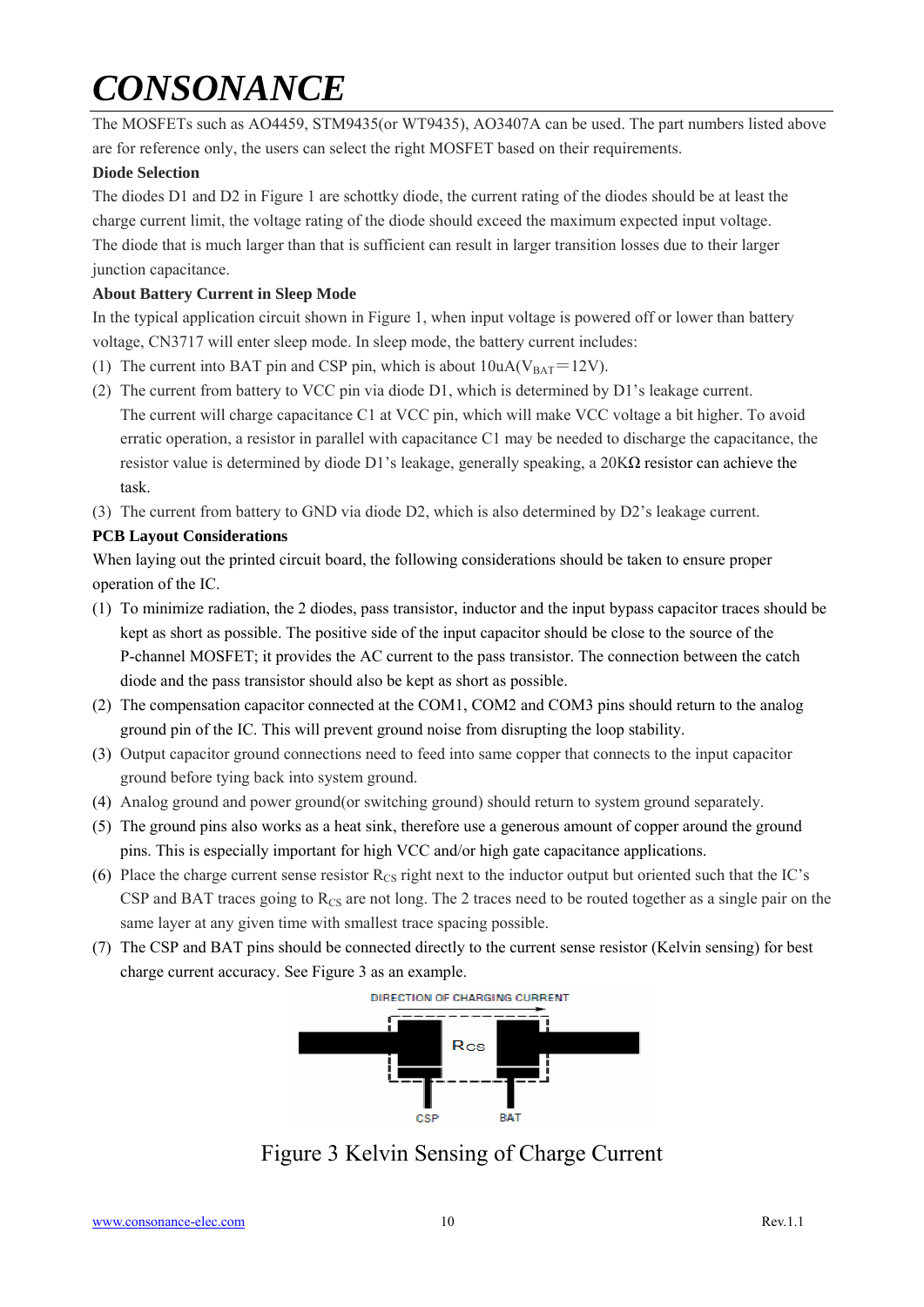The MOSFETs such as AO4459, STM9435(or WT9435), AO3407A can be used. The part numbers listed above are for reference only, the users can select the right MOSFET based on their requirements.

**Diode Selection**

The diodes D1 and D2 in Figure 1 are schottky diode, the current rating of the diodes should be at least the charge current limit, the voltage rating of the diode should exceed the maximum expected input voltage. The diode that is much larger than that is sufficient can result in larger transition losses due to their larger junction capacitance.

**About Battery Current in Sleep Mode**

In the typical application circuit shown in Figure 1, when input voltage is powered off or lower than battery voltage, CN3717 will enter sleep mode. In sleep mode, the battery current includes:

(1) The current into BAT pin and CSP pin, which is about 10uA($V_{BAT}$=12V).

(2) The current from battery to VCC pin via diode D1, which is determined by D1's leakage current. The current will charge capacitance C1 at VCC pin, which will make VCC voltage a bit higher. To avoid erratic operation, a resistor in parallel with capacitance C1 may be needed to discharge the capacitance, the resistor value is determined by diode D1's leakage, generally speaking, a 20KΩ resistor can achieve the task.

(3) The current from battery to GND via diode D2, which is also determined by D2's leakage current.

**PCB Layout Considerations**

When laying out the printed circuit board, the following considerations should be taken to ensure proper operation of the IC.

(1) To minimize radiation, the 2 diodes, pass transistor, inductor and the input bypass capacitor traces should be kept as short as possible. The positive side of the input capacitor should be close to the source of the P-channel MOSFET; it provides the AC current to the pass transistor. The connection between the catch diode and the pass transistor should also be kept as short as possible.

(2) The compensation capacitor connected at the COM1, COM2 and COM3 pins should return to the analog ground pin of the IC. This will prevent ground noise from disrupting the loop stability.

(3) Output capacitor ground connections need to feed into same copper that connects to the input capacitor ground before tying back into system ground.

(4) Analog ground and power ground(or switching ground) should return to system ground separately.

(5) The ground pins also works as a heat sink, therefore use a generous amount of copper around the ground pins. This is especially important for high VCC and/or high gate capacitance applications.

(6) Place the charge current sense resistor $R_{CS}$ right next to the inductor output but oriented such that the IC's CSP and BAT traces going to $R_{CS}$ are not long. The 2 traces need to be routed together as a single pair on the same layer at any given time with smallest trace spacing possible.

(7) The CSP and BAT pins should be connected directly to the current sense resistor (Kelvin sensing) for best charge current accuracy. See Figure 3 as an example.

DIRECTION OF CHARGING CURRENT

Rcs

CSP BAT

Figure 3 Kelvin Sensing of Charge Current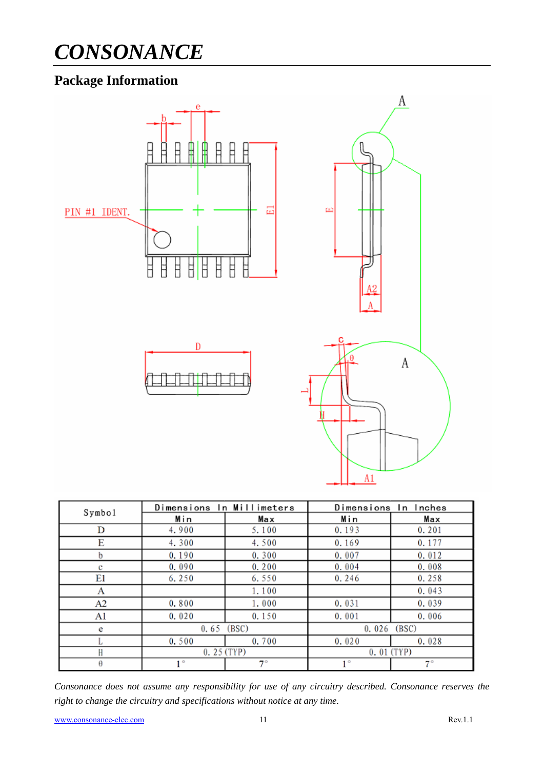# CONSONANCE

## Package Information

PIN #1 IDENT.

e
b
E1
E
A
A2
D
c
θ
L
H
A1

| Symbol | Dimensions In Millimeters | | Dimensions In Inches | |
|---|---|---|---|---|
| | Min | Max | Min | Max |
| D | 4.900 | 5.100 | 0.193 | 0.201 |
| E | 4.300 | 4.500 | 0.169 | 0.177 |
| b | 0.190 | 0.300 | 0.007 | 0.012 |
| c | 0.090 | 0.200 | 0.004 | 0.008 |
| E1 | 6.250 | 6.550 | 0.246 | 0.258 |
| A | | 1.100 | | 0.043 |
| A2 | 0.800 | 1.000 | 0.031 | 0.039 |
| A1 | 0.020 | 0.150 | 0.001 | 0.006 |
| e | 0.65 (BSC) | | 0.026 (BSC) | |
| L | 0.500 | 0.700 | 0.020 | 0.028 |
| H | 0.25 (TYP) | | 0.01 (TYP) | |
| θ | 1° | 7° | 1° | 7° |

*Consonance does not assume any responsibility for use of any circuitry described. Consonance reserves the right to change the circuitry and specifications without notice at any time.*

www.consonance-elec.com

Rev.1.1